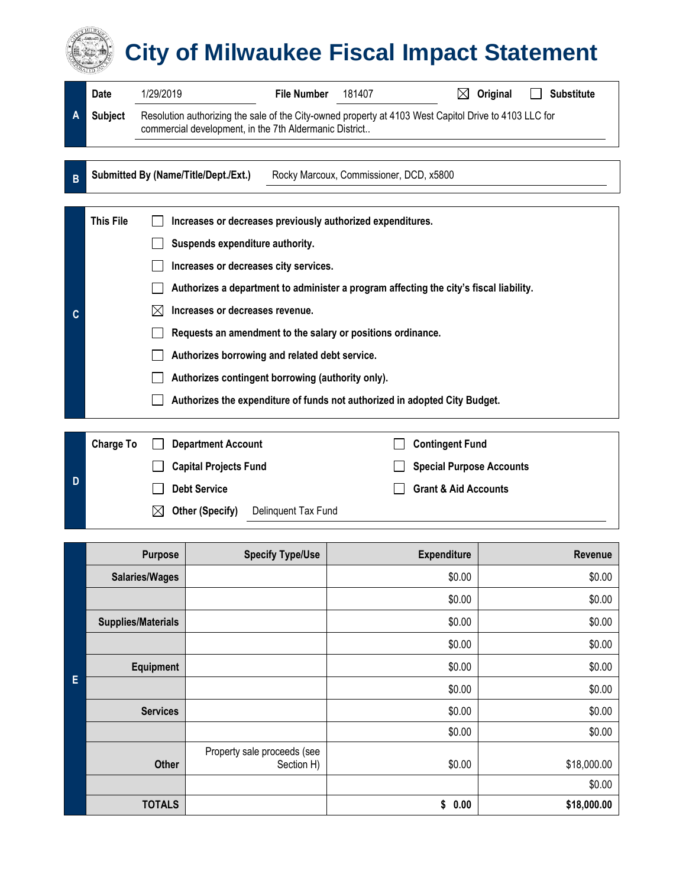# City of Milwaukee Fiscal Impact Statement

**A**

**Date** 1/29/2019 **File Number** 181407 ☒ **Original** ☐ **Substitute**

**Subject** Resolution authorizing the sale of the City-owned property at 4103 West Capitol Drive to 4103 LLC for commercial development, in the 7th Aldermanic District..

**B**

**Submitted By (Name/Title/Dept./Ext.)** Rocky Marcoux, Commissioner, DCD, x5800

**C**

**This File**

- ☐ **Increases or decreases previously authorized expenditures.**
- ☐ **Suspends expenditure authority.**
- ☐ **Increases or decreases city services.**
- ☐ **Authorizes a department to administer a program affecting the city's fiscal liability.**
- ☒ **Increases or decreases revenue.**
- ☐ **Requests an amendment to the salary or positions ordinance.**
- ☐ **Authorizes borrowing and related debt service.**
- ☐ **Authorizes contingent borrowing (authority only).**
- ☐ **Authorizes the expenditure of funds not authorized in adopted City Budget.**

**D**

**Charge To**

- ☐ **Department Account**
- ☐ **Contingent Fund**
- ☐ **Capital Projects Fund**
- ☐ **Special Purpose Accounts**
- ☐ **Debt Service**
- ☐ **Grant & Aid Accounts**
- ☒ **Other (Specify)** Delinquent Tax Fund

**E**

| Purpose | Specify Type/Use | Expenditure | Revenue |
|---|---|---|---|
| **Salaries/Wages** | | $0.00 | $0.00 |
| | | $0.00 | $0.00 |
| **Supplies/Materials** | | $0.00 | $0.00 |
| | | $0.00 | $0.00 |
| **Equipment** | | $0.00 | $0.00 |
| | | $0.00 | $0.00 |
| **Services** | | $0.00 | $0.00 |
| | | $0.00 | $0.00 |
| **Other** | Property sale proceeds (see Section H) | $0.00 | $18,000.00 |
| | | | $0.00 |
| **TOTALS** | | **$ 0.00** | **$18,000.00** |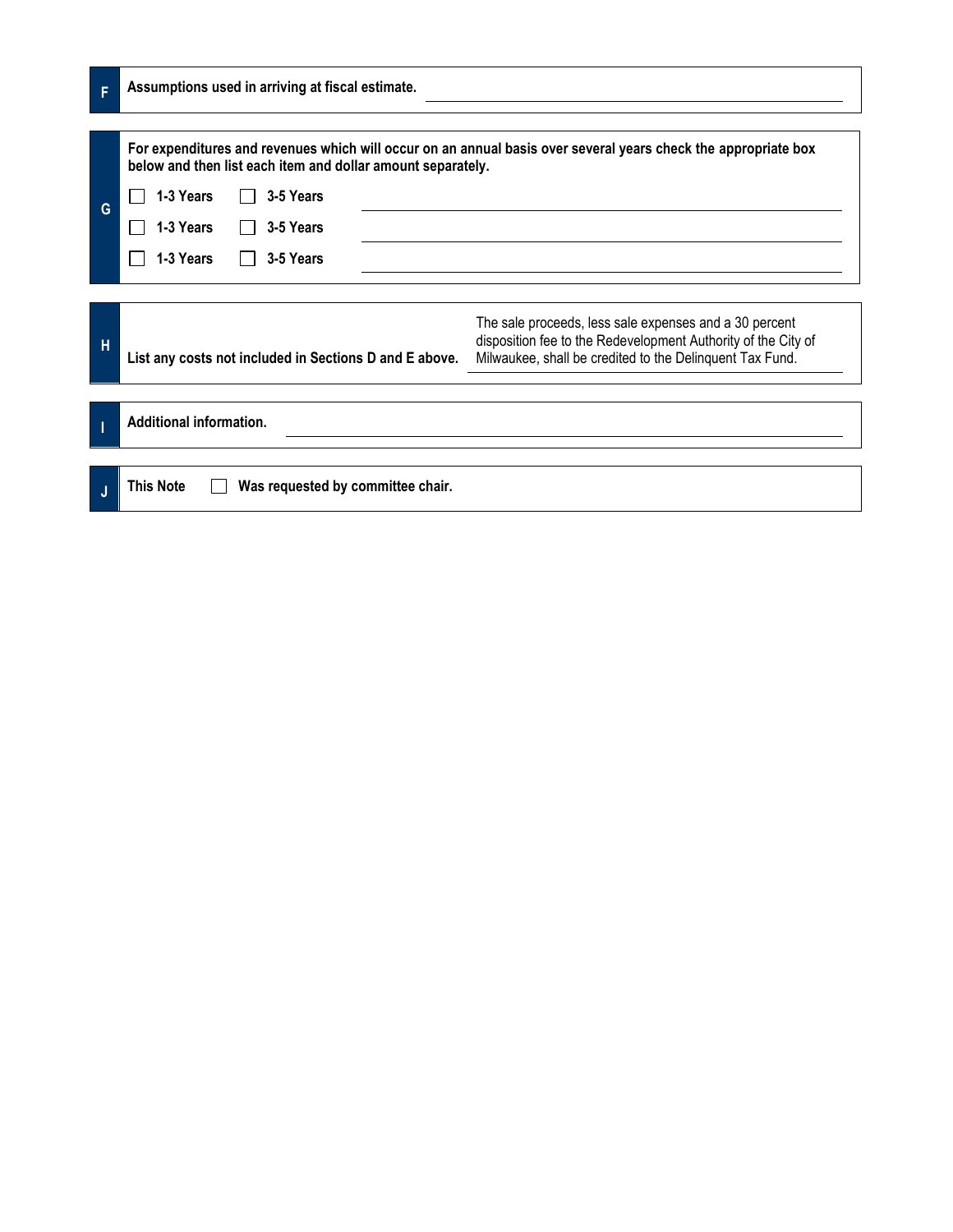**F** **Assumptions used in arriving at fiscal estimate.**

**G** **For expenditures and revenues which will occur on an annual basis over several years check the appropriate box below and then list each item and dollar amount separately.**

- ☐ **1-3 Years** ☐ **3-5 Years**
- ☐ **1-3 Years** ☐ **3-5 Years**
- ☐ **1-3 Years** ☐ **3-5 Years**

**H** **List any costs not included in Sections D and E above.**

The sale proceeds, less sale expenses and a 30 percent disposition fee to the Redevelopment Authority of the City of Milwaukee, shall be credited to the Delinquent Tax Fund.

**I** **Additional information.**

**J** **This Note** ☐ **Was requested by committee chair.**